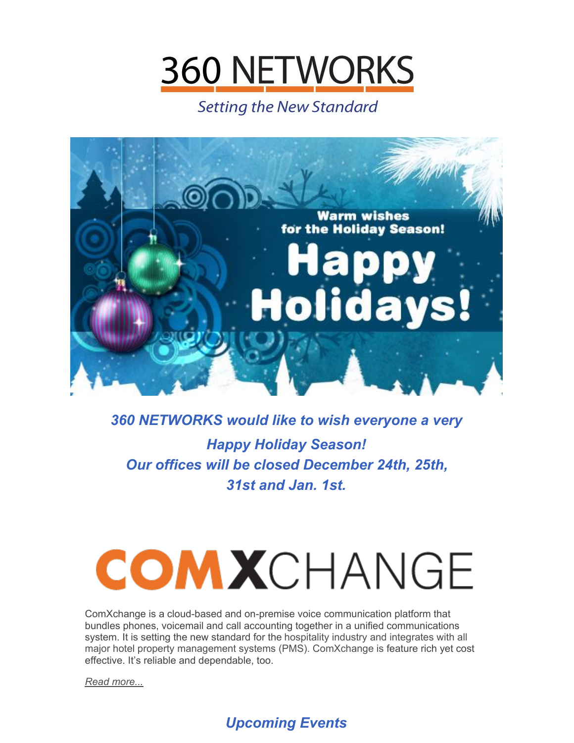# 360 NETWORKS

*Setting the New Standard*

***360 NETWORKS would like to wish everyone a very Happy Holiday Season!***
***Our offices will be closed December 24th, 25th, 31st and Jan. 1st.***

# COMXCHANGE

ComXchange is a cloud-based and on-premise voice communication platform that bundles phones, voicemail and call accounting together in a unified communications system. It is setting the new standard for the hospitality industry and integrates with all major hotel property management systems (PMS). ComXchange is feature rich yet cost effective. It's reliable and dependable, too.

*Read more...*

## *Upcoming Events*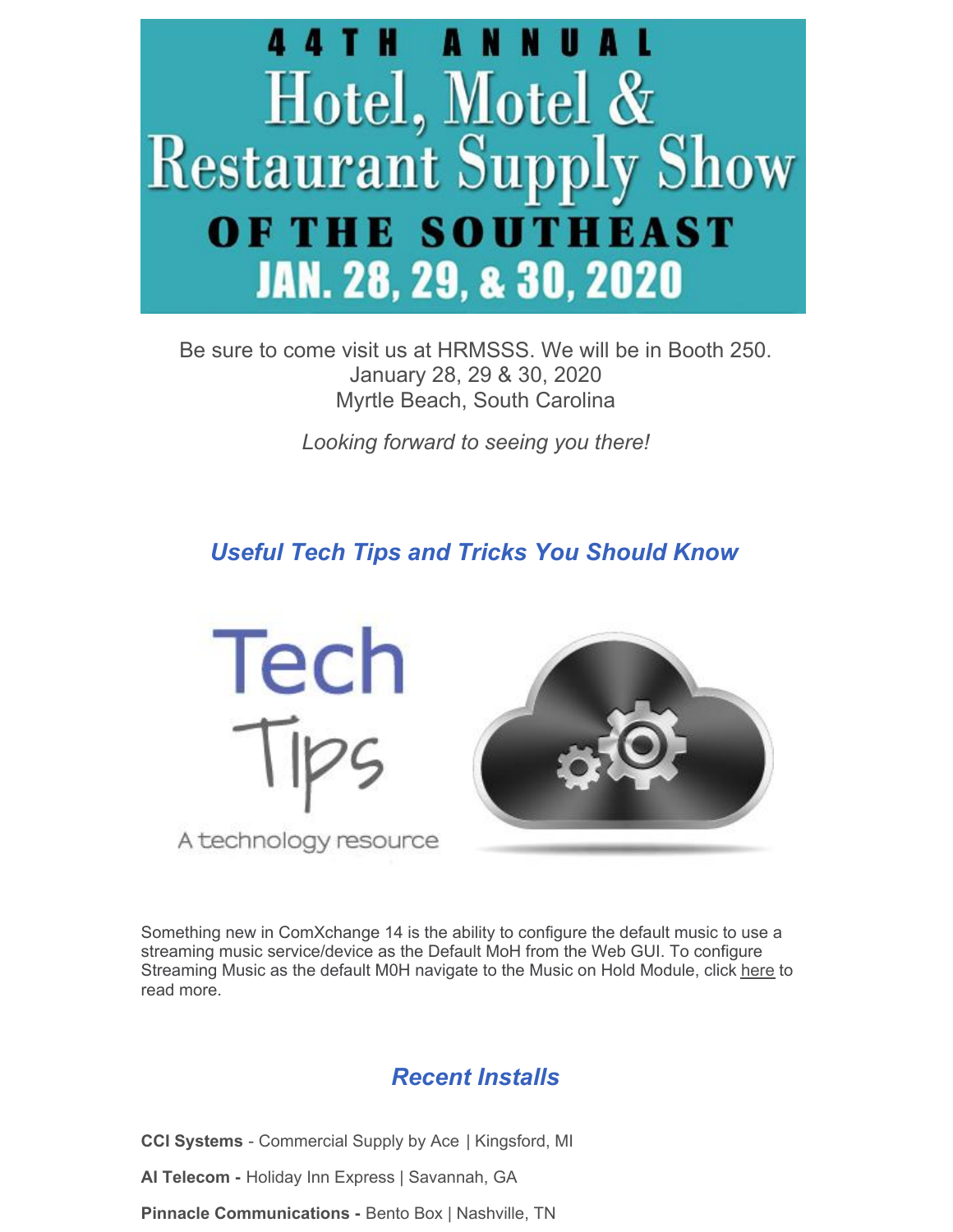# 44TH ANNUAL Hotel, Motel & Restaurant Supply Show OF THE SOUTHEAST JAN. 28, 29, & 30, 2020

Be sure to come visit us at HRMSSS. We will be in Booth 250.
January 28, 29 & 30, 2020
Myrtle Beach, South Carolina

*Looking forward to seeing you there!*

## *Useful Tech Tips and Tricks You Should Know*

Tech Tips

A technology resource

Something new in ComXchange 14 is the ability to configure the default music to use a streaming music service/device as the Default MoH from the Web GUI. To configure Streaming Music as the default M0H navigate to the Music on Hold Module, click here to read more.

## *Recent Installs*

**CCI Systems** - Commercial Supply by Ace | Kingsford, MI

**Al Telecom -** Holiday Inn Express | Savannah, GA

**Pinnacle Communications -** Bento Box | Nashville, TN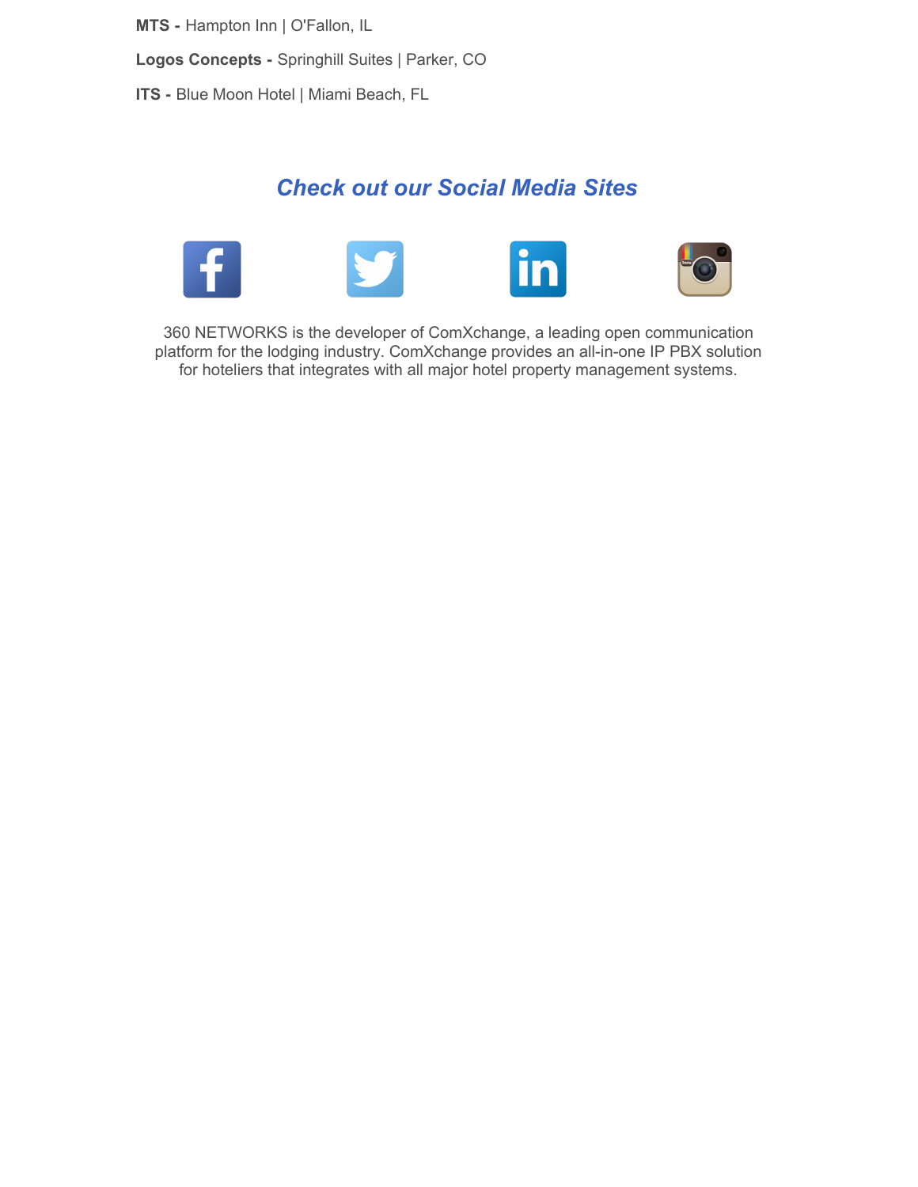**MTS -** Hampton Inn | O'Fallon, IL

**Logos Concepts -** Springhill Suites | Parker, CO

**ITS -** Blue Moon Hotel | Miami Beach, FL

## ***Check out our Social Media Sites***

360 NETWORKS is the developer of ComXchange, a leading open communication platform for the lodging industry. ComXchange provides an all-in-one IP PBX solution for hoteliers that integrates with all major hotel property management systems.